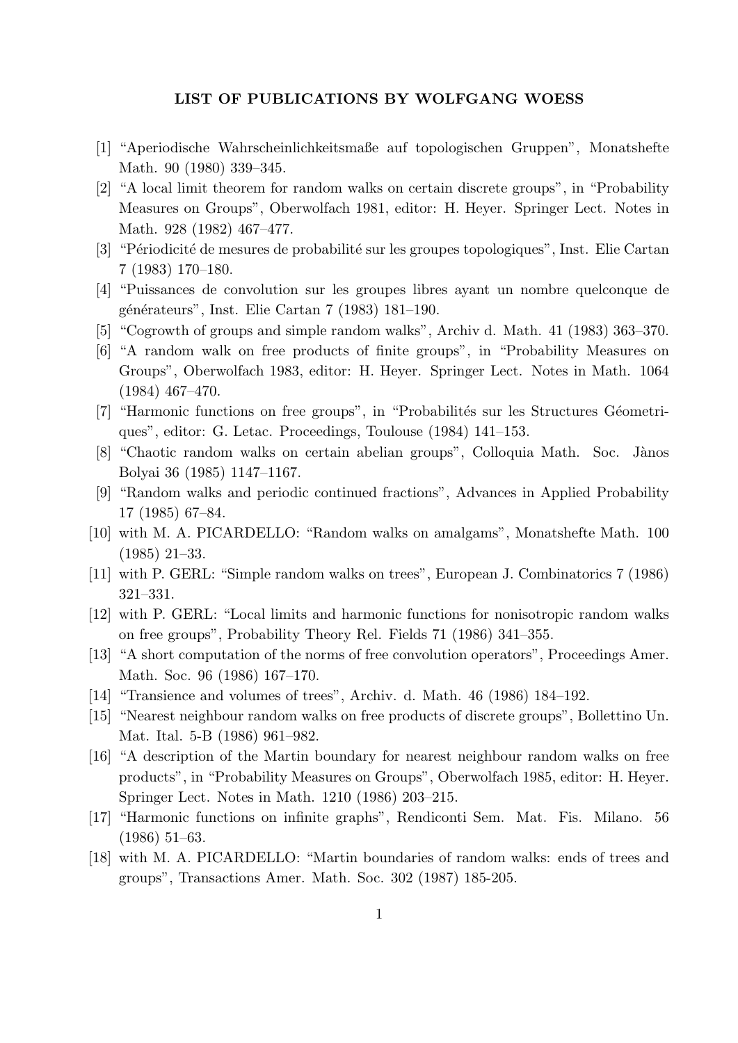**LIST OF PUBLICATIONS BY WOLFGANG WOESS**

[1] "Aperiodische Wahrscheinlichkeitsmaße auf topologischen Gruppen", Monatshefte Math. 90 (1980) 339–345.

[2] "A local limit theorem for random walks on certain discrete groups", in "Probability Measures on Groups", Oberwolfach 1981, editor: H. Heyer. Springer Lect. Notes in Math. 928 (1982) 467–477.

[3] "Périodicité de mesures de probabilité sur les groupes topologiques", Inst. Elie Cartan 7 (1983) 170–180.

[4] "Puissances de convolution sur les groupes libres ayant un nombre quelconque de générateurs", Inst. Elie Cartan 7 (1983) 181–190.

[5] "Cogrowth of groups and simple random walks", Archiv d. Math. 41 (1983) 363–370.

[6] "A random walk on free products of finite groups", in "Probability Measures on Groups", Oberwolfach 1983, editor: H. Heyer. Springer Lect. Notes in Math. 1064 (1984) 467–470.

[7] "Harmonic functions on free groups", in "Probabilités sur les Structures Géometriques", editor: G. Letac. Proceedings, Toulouse (1984) 141–153.

[8] "Chaotic random walks on certain abelian groups", Colloquia Math. Soc. Jànos Bolyai 36 (1985) 1147–1167.

[9] "Random walks and periodic continued fractions", Advances in Applied Probability 17 (1985) 67–84.

[10] with M. A. PICARDELLO: "Random walks on amalgams", Monatshefte Math. 100 (1985) 21–33.

[11] with P. GERL: "Simple random walks on trees", European J. Combinatorics 7 (1986) 321–331.

[12] with P. GERL: "Local limits and harmonic functions for nonisotropic random walks on free groups", Probability Theory Rel. Fields 71 (1986) 341–355.

[13] "A short computation of the norms of free convolution operators", Proceedings Amer. Math. Soc. 96 (1986) 167–170.

[14] "Transience and volumes of trees", Archiv. d. Math. 46 (1986) 184–192.

[15] "Nearest neighbour random walks on free products of discrete groups", Bollettino Un. Mat. Ital. 5-B (1986) 961–982.

[16] "A description of the Martin boundary for nearest neighbour random walks on free products", in "Probability Measures on Groups", Oberwolfach 1985, editor: H. Heyer. Springer Lect. Notes in Math. 1210 (1986) 203–215.

[17] "Harmonic functions on infinite graphs", Rendiconti Sem. Mat. Fis. Milano. 56 (1986) 51–63.

[18] with M. A. PICARDELLO: "Martin boundaries of random walks: ends of trees and groups", Transactions Amer. Math. Soc. 302 (1987) 185-205.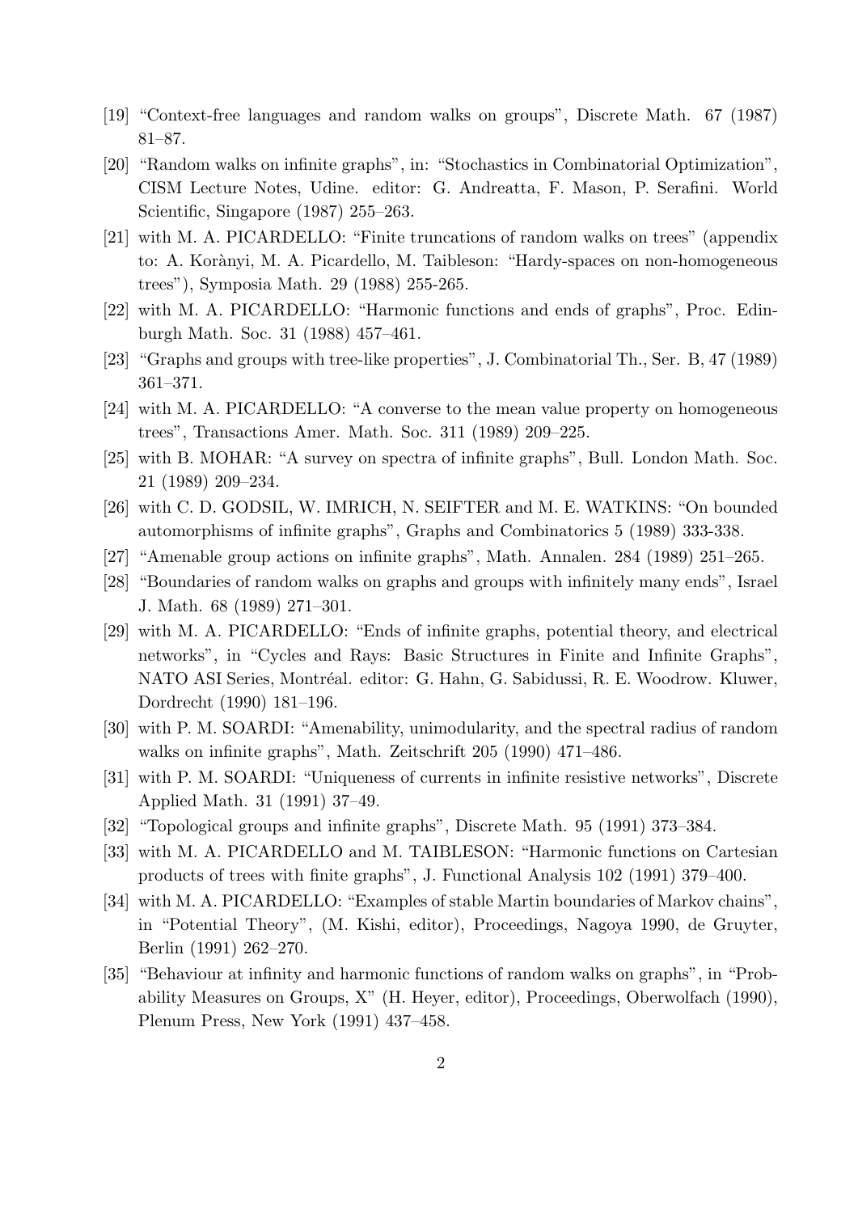[19] "Context-free languages and random walks on groups", Discrete Math. 67 (1987) 81–87.

[20] "Random walks on infinite graphs", in: "Stochastics in Combinatorial Optimization", CISM Lecture Notes, Udine. editor: G. Andreatta, F. Mason, P. Serafini. World Scientific, Singapore (1987) 255–263.

[21] with M. A. PICARDELLO: "Finite truncations of random walks on trees" (appendix to: A. Koràny, M. A. Picardello, M. Taibleson: "Hardy-spaces on non-homogeneous trees"), Symposia Math. 29 (1988) 255-265.

[22] with M. A. PICARDELLO: "Harmonic functions and ends of graphs", Proc. Edinburgh Math. Soc. 31 (1988) 457–461.

[23] "Graphs and groups with tree-like properties", J. Combinatorial Th., Ser. B, 47 (1989) 361–371.

[24] with M. A. PICARDELLO: "A converse to the mean value property on homogeneous trees", Transactions Amer. Math. Soc. 311 (1989) 209–225.

[25] with B. MOHAR: "A survey on spectra of infinite graphs", Bull. London Math. Soc. 21 (1989) 209–234.

[26] with C. D. GODSIL, W. IMRICH, N. SEIFTER and M. E. WATKINS: "On bounded automorphisms of infinite graphs", Graphs and Combinatorics 5 (1989) 333-338.

[27] "Amenable group actions on infinite graphs", Math. Annalen. 284 (1989) 251–265.

[28] "Boundaries of random walks on graphs and groups with infinitely many ends", Israel J. Math. 68 (1989) 271–301.

[29] with M. A. PICARDELLO: "Ends of infinite graphs, potential theory, and electrical networks", in "Cycles and Rays: Basic Structures in Finite and Infinite Graphs", NATO ASI Series, Montréal. editor: G. Hahn, G. Sabidussi, R. E. Woodrow. Kluwer, Dordrecht (1990) 181–196.

[30] with P. M. SOARDI: "Amenability, unimodularity, and the spectral radius of random walks on infinite graphs", Math. Zeitschrift 205 (1990) 471–486.

[31] with P. M. SOARDI: "Uniqueness of currents in infinite resistive networks", Discrete Applied Math. 31 (1991) 37–49.

[32] "Topological groups and infinite graphs", Discrete Math. 95 (1991) 373–384.

[33] with M. A. PICARDELLO and M. TAIBLESON: "Harmonic functions on Cartesian products of trees with finite graphs", J. Functional Analysis 102 (1991) 379–400.

[34] with M. A. PICARDELLO: "Examples of stable Martin boundaries of Markov chains", in "Potential Theory", (M. Kishi, editor), Proceedings, Nagoya 1990, de Gruyter, Berlin (1991) 262–270.

[35] "Behaviour at infinity and harmonic functions of random walks on graphs", in "Probability Measures on Groups, X" (H. Heyer, editor), Proceedings, Oberwolfach (1990), Plenum Press, New York (1991) 437–458.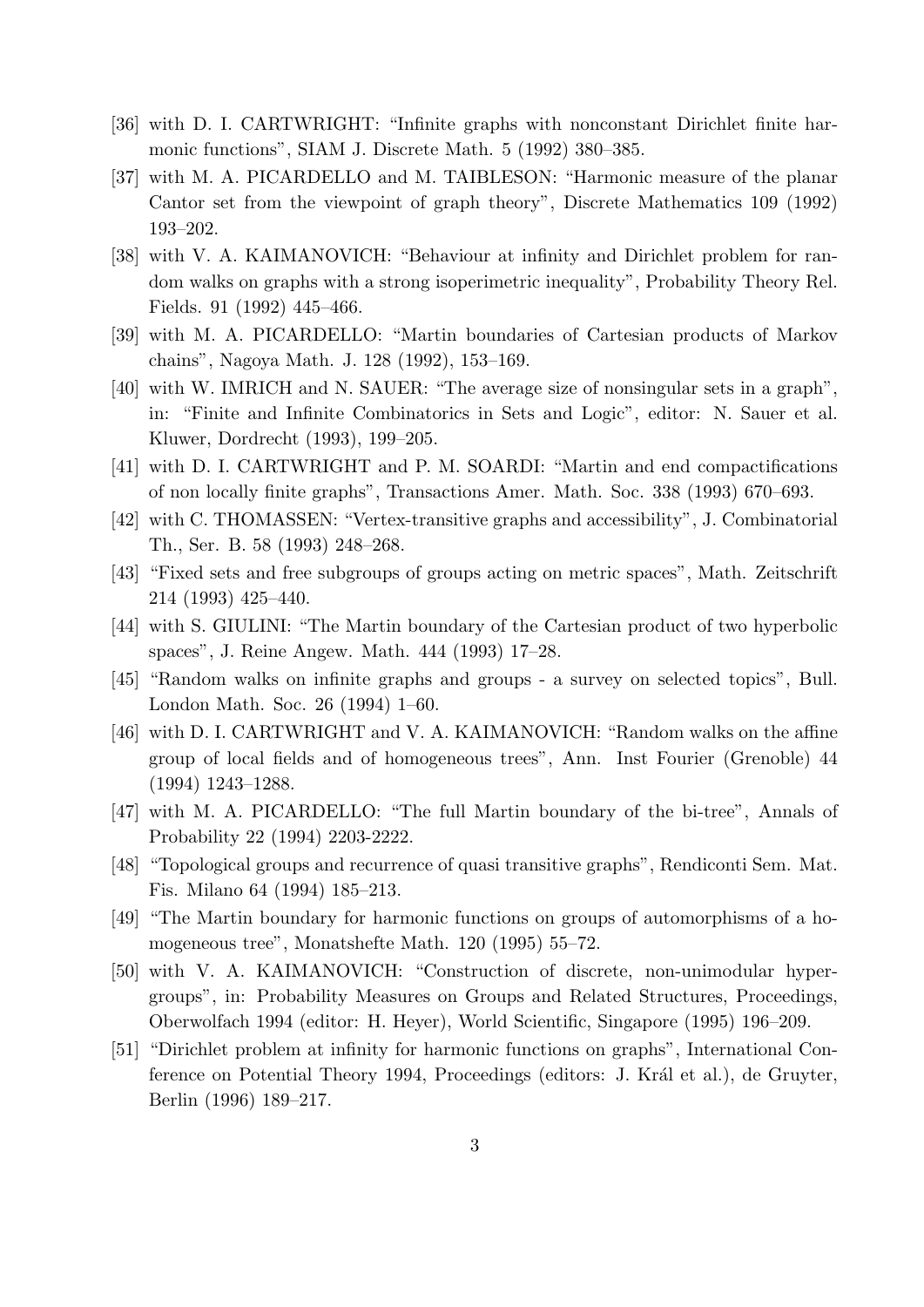[36] with D. I. CARTWRIGHT: "Infinite graphs with nonconstant Dirichlet finite harmonic functions", SIAM J. Discrete Math. 5 (1992) 380–385.

[37] with M. A. PICARDELLO and M. TAIBLESON: "Harmonic measure of the planar Cantor set from the viewpoint of graph theory", Discrete Mathematics 109 (1992) 193–202.

[38] with V. A. KAIMANOVICH: "Behaviour at infinity and Dirichlet problem for random walks on graphs with a strong isoperimetric inequality", Probability Theory Rel. Fields. 91 (1992) 445–466.

[39] with M. A. PICARDELLO: "Martin boundaries of Cartesian products of Markov chains", Nagoya Math. J. 128 (1992), 153–169.

[40] with W. IMRICH and N. SAUER: "The average size of nonsingular sets in a graph", in: "Finite and Infinite Combinatorics in Sets and Logic", editor: N. Sauer et al. Kluwer, Dordrecht (1993), 199–205.

[41] with D. I. CARTWRIGHT and P. M. SOARDI: "Martin and end compactifications of non locally finite graphs", Transactions Amer. Math. Soc. 338 (1993) 670–693.

[42] with C. THOMASSEN: "Vertex-transitive graphs and accessibility", J. Combinatorial Th., Ser. B. 58 (1993) 248–268.

[43] "Fixed sets and free subgroups of groups acting on metric spaces", Math. Zeitschrift 214 (1993) 425–440.

[44] with S. GIULINI: "The Martin boundary of the Cartesian product of two hyperbolic spaces", J. Reine Angew. Math. 444 (1993) 17–28.

[45] "Random walks on infinite graphs and groups - a survey on selected topics", Bull. London Math. Soc. 26 (1994) 1–60.

[46] with D. I. CARTWRIGHT and V. A. KAIMANOVICH: "Random walks on the affine group of local fields and of homogeneous trees", Ann. Inst Fourier (Grenoble) 44 (1994) 1243–1288.

[47] with M. A. PICARDELLO: "The full Martin boundary of the bi-tree", Annals of Probability 22 (1994) 2203-2222.

[48] "Topological groups and recurrence of quasi transitive graphs", Rendiconti Sem. Mat. Fis. Milano 64 (1994) 185–213.

[49] "The Martin boundary for harmonic functions on groups of automorphisms of a homogeneous tree", Monatshefte Math. 120 (1995) 55–72.

[50] with V. A. KAIMANOVICH: "Construction of discrete, non-unimodular hypergroups", in: Probability Measures on Groups and Related Structures, Proceedings, Oberwolfach 1994 (editor: H. Heyer), World Scientific, Singapore (1995) 196–209.

[51] "Dirichlet problem at infinity for harmonic functions on graphs", International Conference on Potential Theory 1994, Proceedings (editors: J. Král et al.), de Gruyter, Berlin (1996) 189–217.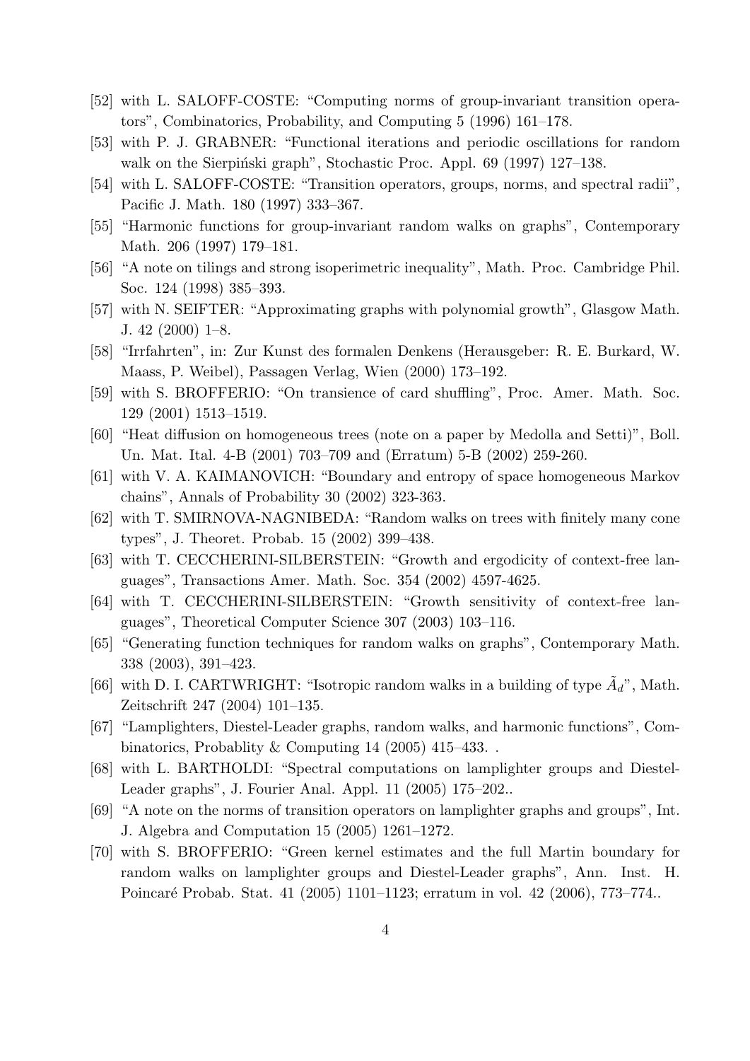[52] with L. SALOFF-COSTE: "Computing norms of group-invariant transition operators", Combinatorics, Probability, and Computing 5 (1996) 161–178.

[53] with P. J. GRABNER: "Functional iterations and periodic oscillations for random walk on the Sierpiński graph", Stochastic Proc. Appl. 69 (1997) 127–138.

[54] with L. SALOFF-COSTE: "Transition operators, groups, norms, and spectral radii", Pacific J. Math. 180 (1997) 333–367.

[55] "Harmonic functions for group-invariant random walks on graphs", Contemporary Math. 206 (1997) 179–181.

[56] "A note on tilings and strong isoperimetric inequality", Math. Proc. Cambridge Phil. Soc. 124 (1998) 385–393.

[57] with N. SEIFTER: "Approximating graphs with polynomial growth", Glasgow Math. J. 42 (2000) 1–8.

[58] "Irrfahrten", in: Zur Kunst des formalen Denkens (Herausgeber: R. E. Burkard, W. Maass, P. Weibel), Passagen Verlag, Wien (2000) 173–192.

[59] with S. BROFFERIO: "On transience of card shuffling", Proc. Amer. Math. Soc. 129 (2001) 1513–1519.

[60] "Heat diffusion on homogeneous trees (note on a paper by Medolla and Setti)", Boll. Un. Mat. Ital. 4-B (2001) 703–709 and (Erratum) 5-B (2002) 259-260.

[61] with V. A. KAIMANOVICH: "Boundary and entropy of space homogeneous Markov chains", Annals of Probability 30 (2002) 323-363.

[62] with T. SMIRNOVA-NAGNIBEDA: "Random walks on trees with finitely many cone types", J. Theoret. Probab. 15 (2002) 399–438.

[63] with T. CECCHERINI-SILBERSTEIN: "Growth and ergodicity of context-free languages", Transactions Amer. Math. Soc. 354 (2002) 4597-4625.

[64] with T. CECCHERINI-SILBERSTEIN: "Growth sensitivity of context-free languages", Theoretical Computer Science 307 (2003) 103–116.

[65] "Generating function techniques for random walks on graphs", Contemporary Math. 338 (2003), 391–423.

[66] with D. I. CARTWRIGHT: "Isotropic random walks in a building of type $\tilde{A}_d$", Math. Zeitschrift 247 (2004) 101–135.

[67] "Lamplighters, Diestel-Leader graphs, random walks, and harmonic functions", Combinatorics, Probablity & Computing 14 (2005) 415–433. .

[68] with L. BARTHOLDI: "Spectral computations on lamplighter groups and Diestel-Leader graphs", J. Fourier Anal. Appl. 11 (2005) 175–202..

[69] "A note on the norms of transition operators on lamplighter graphs and groups", Int. J. Algebra and Computation 15 (2005) 1261–1272.

[70] with S. BROFFERIO: "Green kernel estimates and the full Martin boundary for random walks on lamplighter groups and Diestel-Leader graphs", Ann. Inst. H. Poincaré Probab. Stat. 41 (2005) 1101–1123; erratum in vol. 42 (2006), 773–774..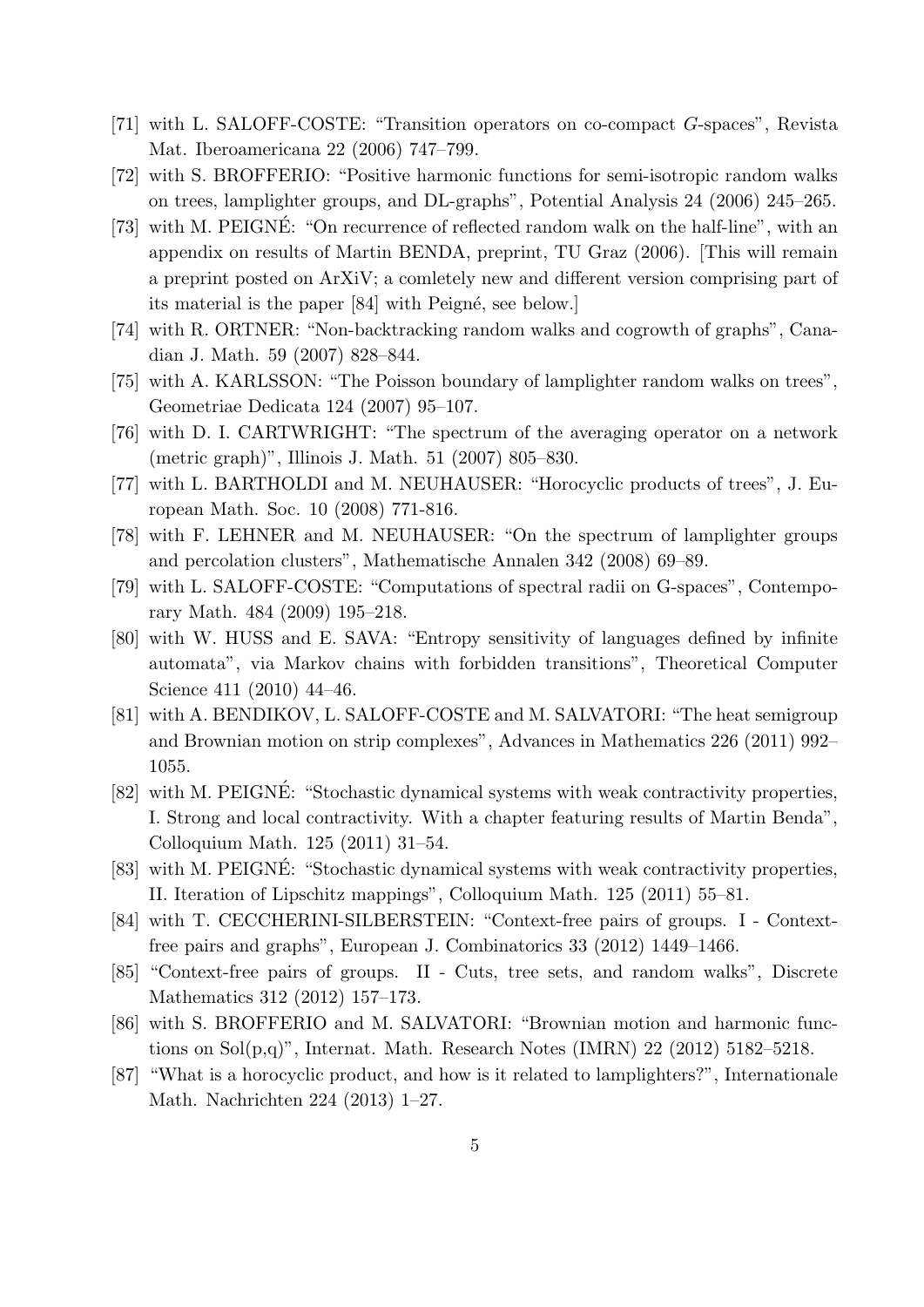[71] with L. SALOFF-COSTE: "Transition operators on co-compact $G$-spaces", Revista Mat. Iberoamericana 22 (2006) 747–799.

[72] with S. BROFFERIO: "Positive harmonic functions for semi-isotropic random walks on trees, lamplighter groups, and DL-graphs", Potential Analysis 24 (2006) 245–265.

[73] with M. PEIGNÉ: "On recurrence of reflected random walk on the half-line", with an appendix on results of Martin BENDA, preprint, TU Graz (2006). [This will remain a preprint posted on ArXiV; a comletely new and different version comprising part of its material is the paper [84] with Peigné, see below.]

[74] with R. ORTNER: "Non-backtracking random walks and cogrowth of graphs", Canadian J. Math. 59 (2007) 828–844.

[75] with A. KARLSSON: "The Poisson boundary of lamplighter random walks on trees", Geometriae Dedicata 124 (2007) 95–107.

[76] with D. I. CARTWRIGHT: "The spectrum of the averaging operator on a network (metric graph)", Illinois J. Math. 51 (2007) 805–830.

[77] with L. BARTHOLDI and M. NEUHAUSER: "Horocyclic products of trees", J. European Math. Soc. 10 (2008) 771-816.

[78] with F. LEHNER and M. NEUHAUSER: "On the spectrum of lamplighter groups and percolation clusters", Mathematische Annalen 342 (2008) 69–89.

[79] with L. SALOFF-COSTE: "Computations of spectral radii on G-spaces", Contemporary Math. 484 (2009) 195–218.

[80] with W. HUSS and E. SAVA: "Entropy sensitivity of languages defined by infinite automata", via Markov chains with forbidden transitions", Theoretical Computer Science 411 (2010) 44–46.

[81] with A. BENDIKOV, L. SALOFF-COSTE and M. SALVATORI: "The heat semigroup and Brownian motion on strip complexes", Advances in Mathematics 226 (2011) 992–1055.

[82] with M. PEIGNÉ: "Stochastic dynamical systems with weak contractivity properties, I. Strong and local contractivity. With a chapter featuring results of Martin Benda", Colloquium Math. 125 (2011) 31–54.

[83] with M. PEIGNÉ: "Stochastic dynamical systems with weak contractivity properties, II. Iteration of Lipschitz mappings", Colloquium Math. 125 (2011) 55–81.

[84] with T. CECCHERINI-SILBERSTEIN: "Context-free pairs of groups. I - Context-free pairs and graphs", European J. Combinatorics 33 (2012) 1449–1466.

[85] "Context-free pairs of groups. II - Cuts, tree sets, and random walks", Discrete Mathematics 312 (2012) 157–173.

[86] with S. BROFFERIO and M. SALVATORI: "Brownian motion and harmonic functions on Sol(p,q)", Internat. Math. Research Notes (IMRN) 22 (2012) 5182–5218.

[87] "What is a horocyclic product, and how is it related to lamplighters?", Internationale Math. Nachrichten 224 (2013) 1–27.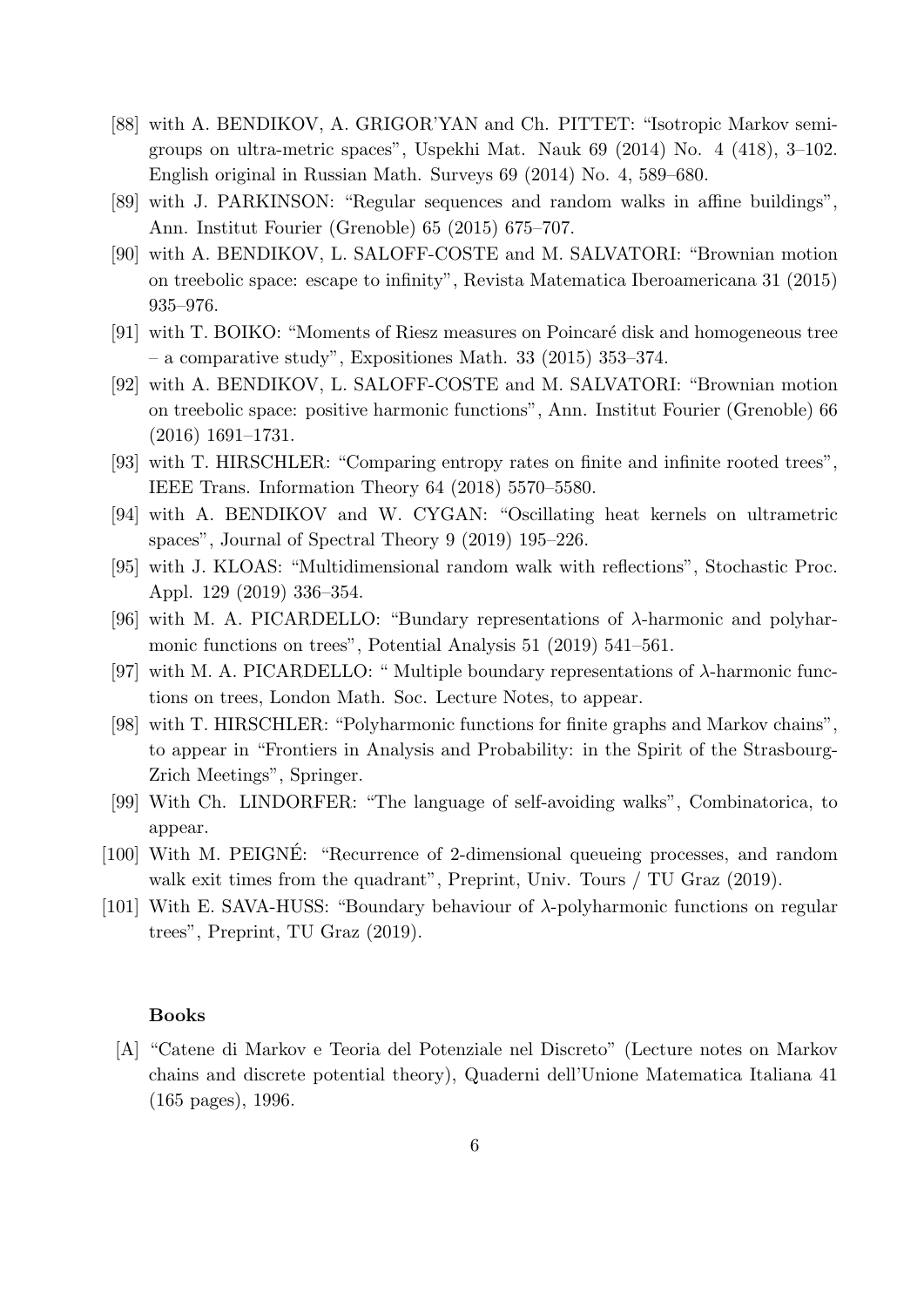[88] with A. BENDIKOV, A. GRIGOR'YAN and Ch. PITTET: "Isotropic Markov semigroups on ultra-metric spaces", Uspekhi Mat. Nauk 69 (2014) No. 4 (418), 3–102. English original in Russian Math. Surveys 69 (2014) No. 4, 589–680.

[89] with J. PARKINSON: "Regular sequences and random walks in affine buildings", Ann. Institut Fourier (Grenoble) 65 (2015) 675–707.

[90] with A. BENDIKOV, L. SALOFF-COSTE and M. SALVATORI: "Brownian motion on treebolic space: escape to infinity", Revista Matematica Iberoamericana 31 (2015) 935–976.

[91] with T. BOIKO: "Moments of Riesz measures on Poincaré disk and homogeneous tree – a comparative study", Expositiones Math. 33 (2015) 353–374.

[92] with A. BENDIKOV, L. SALOFF-COSTE and M. SALVATORI: "Brownian motion on treebolic space: positive harmonic functions", Ann. Institut Fourier (Grenoble) 66 (2016) 1691–1731.

[93] with T. HIRSCHLER: "Comparing entropy rates on finite and infinite rooted trees", IEEE Trans. Information Theory 64 (2018) 5570–5580.

[94] with A. BENDIKOV and W. CYGAN: "Oscillating heat kernels on ultrametric spaces", Journal of Spectral Theory 9 (2019) 195–226.

[95] with J. KLOAS: "Multidimensional random walk with reflections", Stochastic Proc. Appl. 129 (2019) 336–354.

[96] with M. A. PICARDELLO: "Bundary representations of $\lambda$-harmonic and polyharmonic functions on trees", Potential Analysis 51 (2019) 541–561.

[97] with M. A. PICARDELLO: " Multiple boundary representations of $\lambda$-harmonic functions on trees, London Math. Soc. Lecture Notes, to appear.

[98] with T. HIRSCHLER: "Polyharmonic functions for finite graphs and Markov chains", to appear in "Frontiers in Analysis and Probability: in the Spirit of the Strasbourg-Zrich Meetings", Springer.

[99] With Ch. LINDORFER: "The language of self-avoiding walks", Combinatorica, to appear.

[100] With M. PEIGNÉ: "Recurrence of 2-dimensional queueing processes, and random walk exit times from the quadrant", Preprint, Univ. Tours / TU Graz (2019).

[101] With E. SAVA-HUSS: "Boundary behaviour of $\lambda$-polyharmonic functions on regular trees", Preprint, TU Graz (2019).

### Books

[A] "Catene di Markov e Teoria del Potenziale nel Discreto" (Lecture notes on Markov chains and discrete potential theory), Quaderni dell'Unione Matematica Italiana 41 (165 pages), 1996.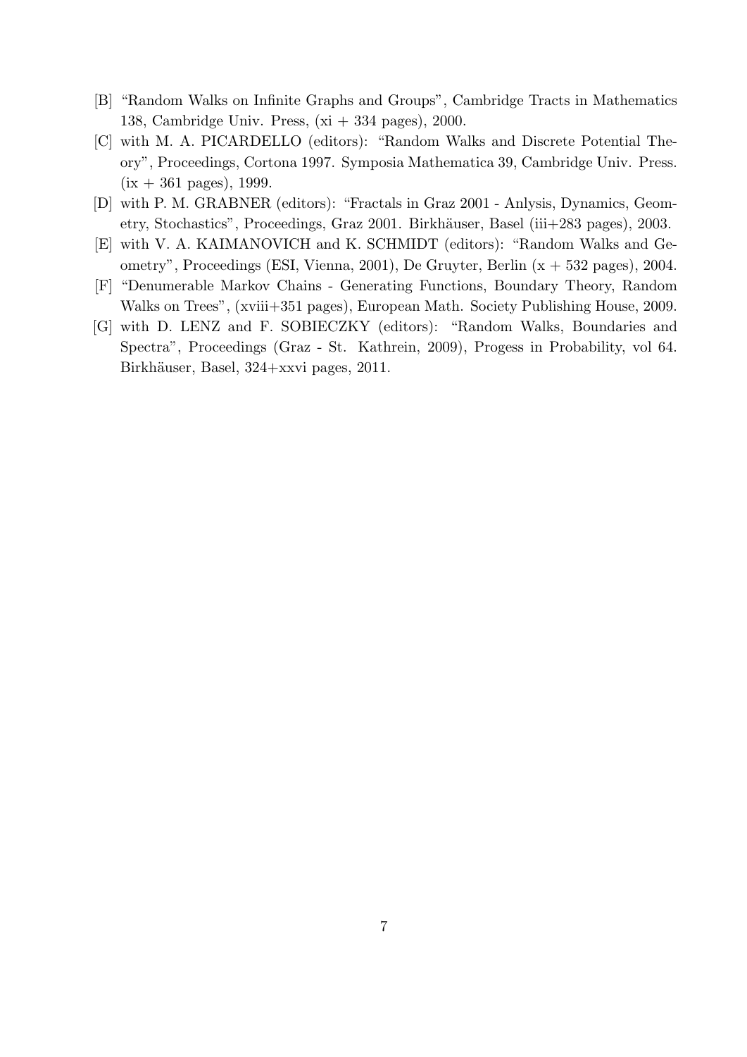[B] "Random Walks on Infinite Graphs and Groups", Cambridge Tracts in Mathematics 138, Cambridge Univ. Press, (xi + 334 pages), 2000.

[C] with M. A. PICARDELLO (editors): "Random Walks and Discrete Potential Theory", Proceedings, Cortona 1997. Symposia Mathematica 39, Cambridge Univ. Press. (ix + 361 pages), 1999.

[D] with P. M. GRABNER (editors): "Fractals in Graz 2001 - Anlysis, Dynamics, Geometry, Stochastics", Proceedings, Graz 2001. Birkhäuser, Basel (iii+283 pages), 2003.

[E] with V. A. KAIMANOVICH and K. SCHMIDT (editors): "Random Walks and Geometry", Proceedings (ESI, Vienna, 2001), De Gruyter, Berlin (x + 532 pages), 2004.

[F] "Denumerable Markov Chains - Generating Functions, Boundary Theory, Random Walks on Trees", (xviii+351 pages), European Math. Society Publishing House, 2009.

[G] with D. LENZ and F. SOBIECZKY (editors): "Random Walks, Boundaries and Spectra", Proceedings (Graz - St. Kathrein, 2009), Progess in Probability, vol 64. Birkhäuser, Basel, 324+xxvi pages, 2011.